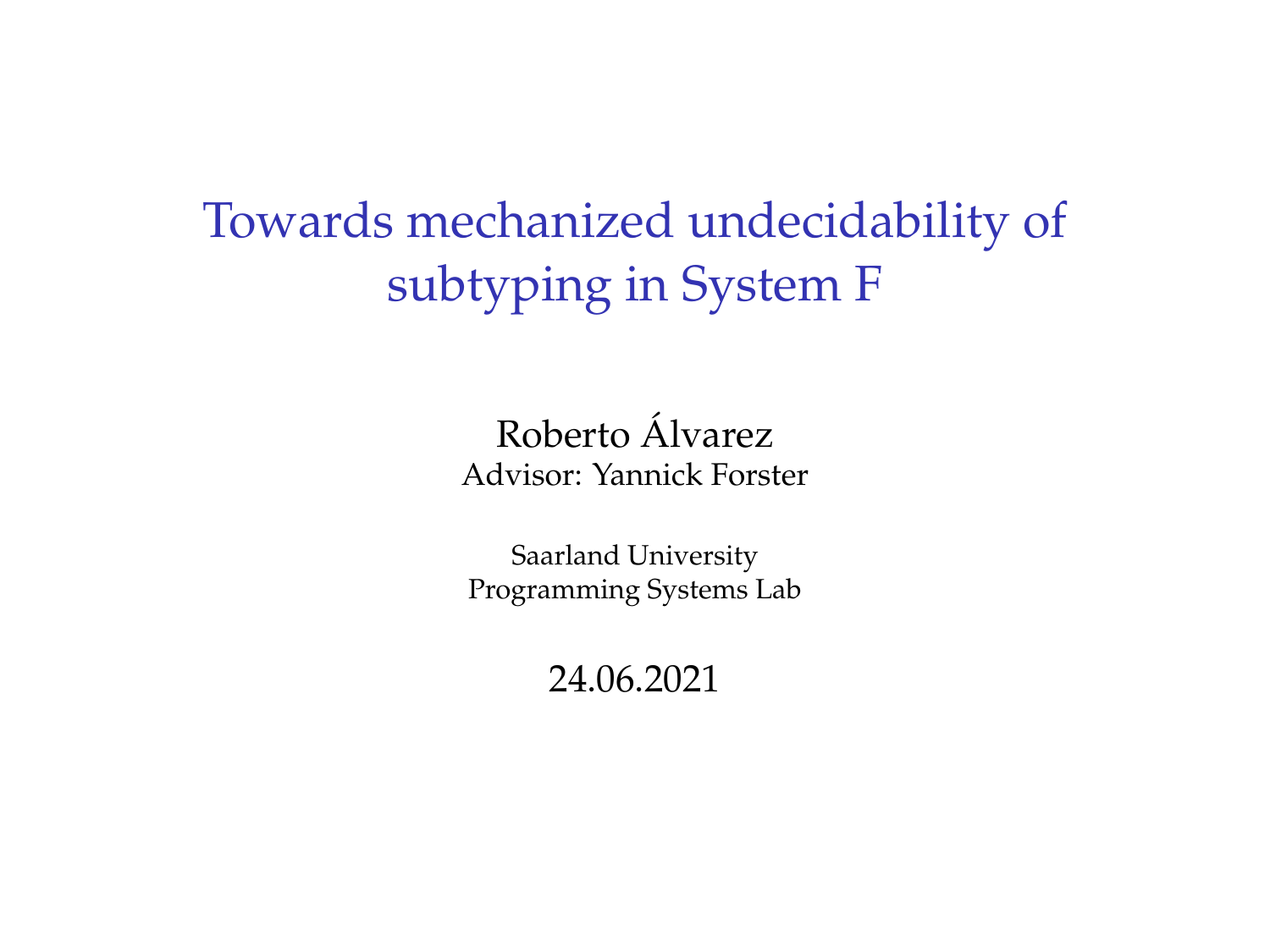# Towards mechanized undecidability of subtyping in System F

Roberto Álvarez

Advisor: Yannick Forster

Saarland University

Programming Systems Lab

24.06.2021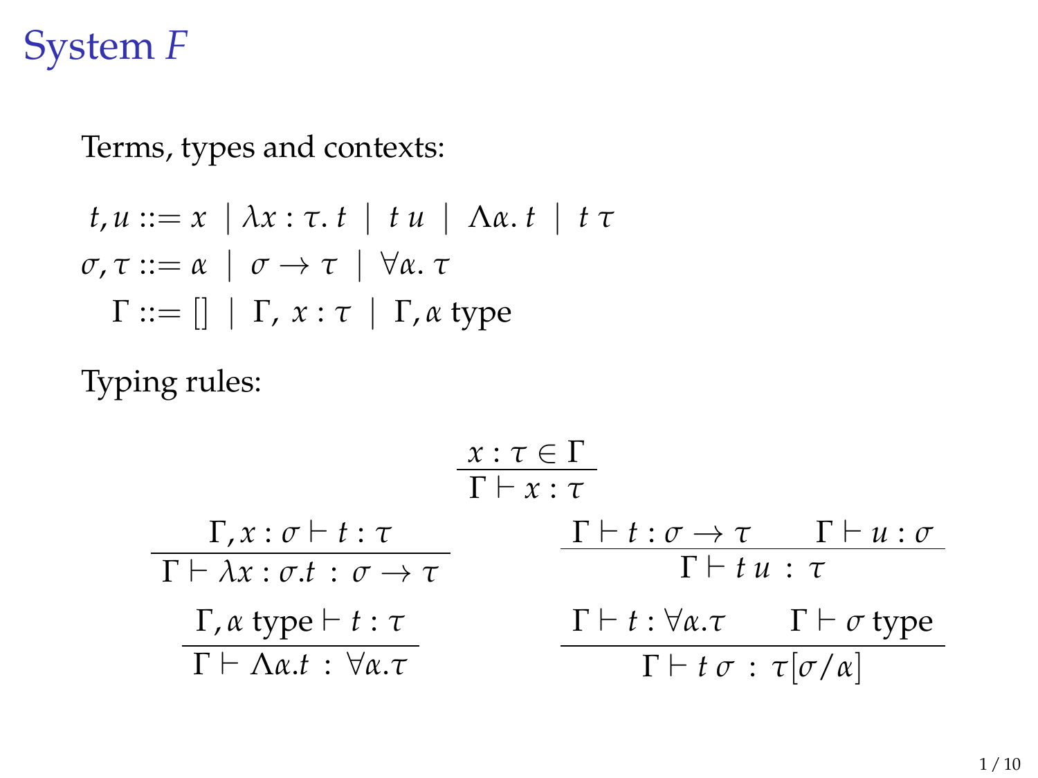# System $F$

Terms, types and contexts:

$$
\begin{aligned}
t, u &::= x \mid \lambda x : \tau.\, t \mid t\, u \mid \Lambda\alpha.\, t \mid t\, \tau \\
\sigma, \tau &::= \alpha \mid \sigma \to \tau \mid \forall \alpha.\, \tau \\
\Gamma &::= [] \mid \Gamma,\, x : \tau \mid \Gamma, \alpha \text{ type}
\end{aligned}
$$

Typing rules:

$$
\frac{x : \tau \in \Gamma}{\Gamma \vdash x : \tau}
$$

$$
\frac{\Gamma, x : \sigma \vdash t : \tau}{\Gamma \vdash \lambda x : \sigma . t \,:\, \sigma \to \tau}
\qquad
\frac{\Gamma \vdash t : \sigma \to \tau \qquad \Gamma \vdash u : \sigma}{\Gamma \vdash t\, u \,:\, \tau}
$$

$$
\frac{\Gamma, \alpha \text{ type} \vdash t : \tau}{\Gamma \vdash \Lambda \alpha . t \,:\, \forall \alpha . \tau}
\qquad
\frac{\Gamma \vdash t : \forall \alpha . \tau \qquad \Gamma \vdash \sigma \text{ type}}{\Gamma \vdash t\, \sigma \,:\, \tau[\sigma/\alpha]}
$$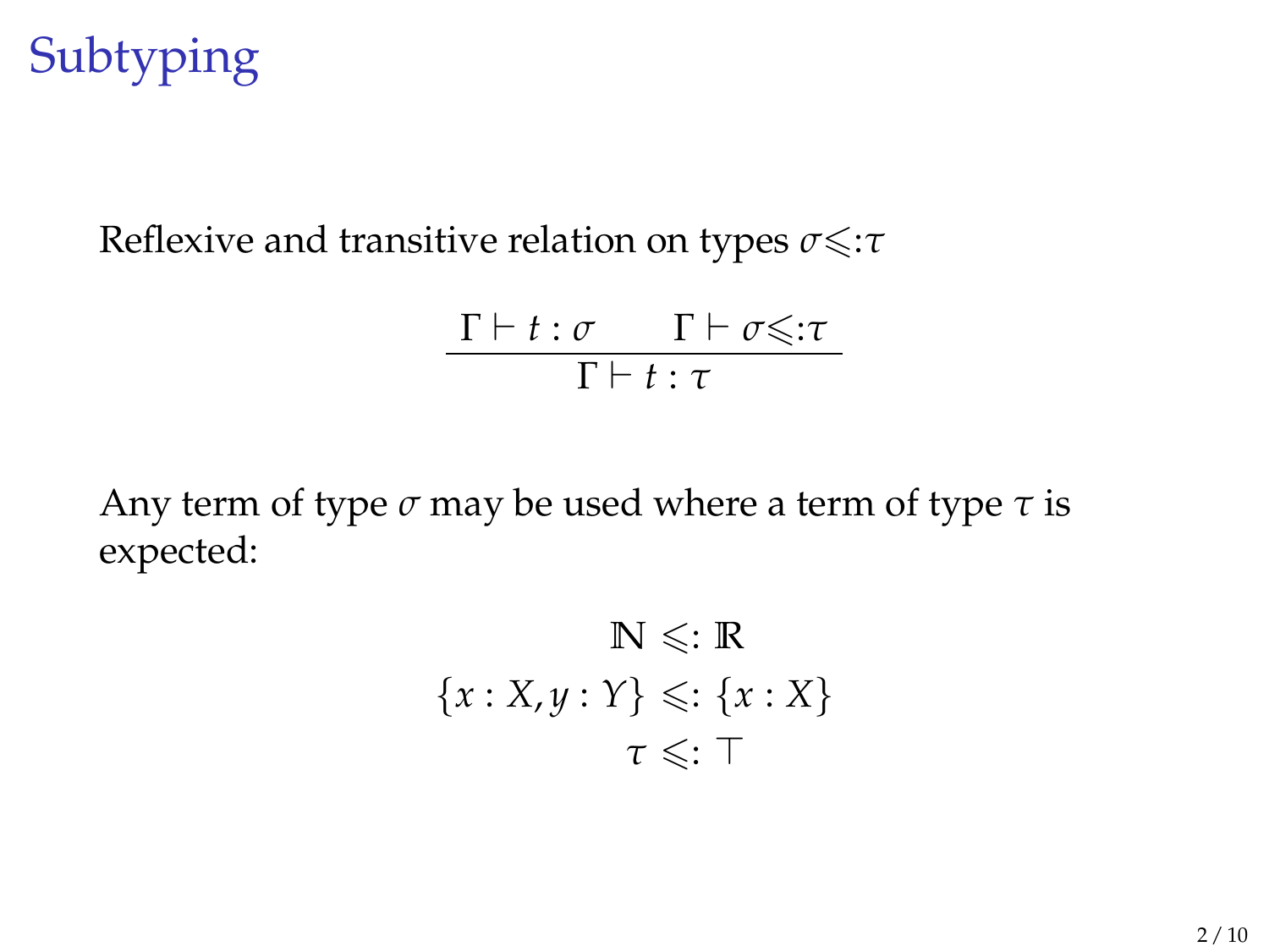# Subtyping

Reflexive and transitive relation on types $\sigma \leqslant: \tau$

$$\frac{\Gamma \vdash t : \sigma \qquad \Gamma \vdash \sigma \leqslant: \tau}{\Gamma \vdash t : \tau}$$

Any term of type $\sigma$ may be used where a term of type $\tau$ is expected:

$$\mathbb{N} \leqslant: \mathbb{R}$$
$$\{x : X, y : Y\} \leqslant: \{x : X\}$$
$$\tau \leqslant: \top$$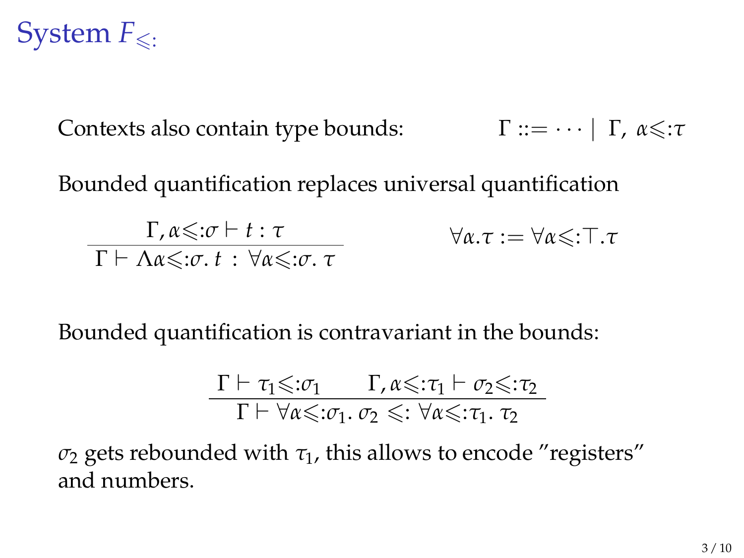# System $F_{\leqslant:}$

Contexts also contain type bounds: $\Gamma ::= \cdots \mid \Gamma,\ \alpha {\leqslant:} \tau$

Bounded quantification replaces universal quantification

$$\frac{\Gamma, \alpha {\leqslant:} \sigma \vdash t : \tau}{\Gamma \vdash \Lambda \alpha {\leqslant:} \sigma.\, t \ :\ \forall \alpha {\leqslant:} \sigma.\, \tau} \qquad \forall \alpha . \tau := \forall \alpha {\leqslant:} \top . \tau$$

Bounded quantification is contravariant in the bounds:

$$\frac{\Gamma \vdash \tau_1 {\leqslant:} \sigma_1 \qquad \Gamma, \alpha {\leqslant:} \tau_1 \vdash \sigma_2 {\leqslant:} \tau_2}{\Gamma \vdash \forall \alpha {\leqslant:} \sigma_1.\, \sigma_2 \ {\leqslant:}\ \forall \alpha {\leqslant:} \tau_1.\, \tau_2}$$

$\sigma_2$ gets rebounded with $\tau_1$, this allows to encode "registers" and numbers.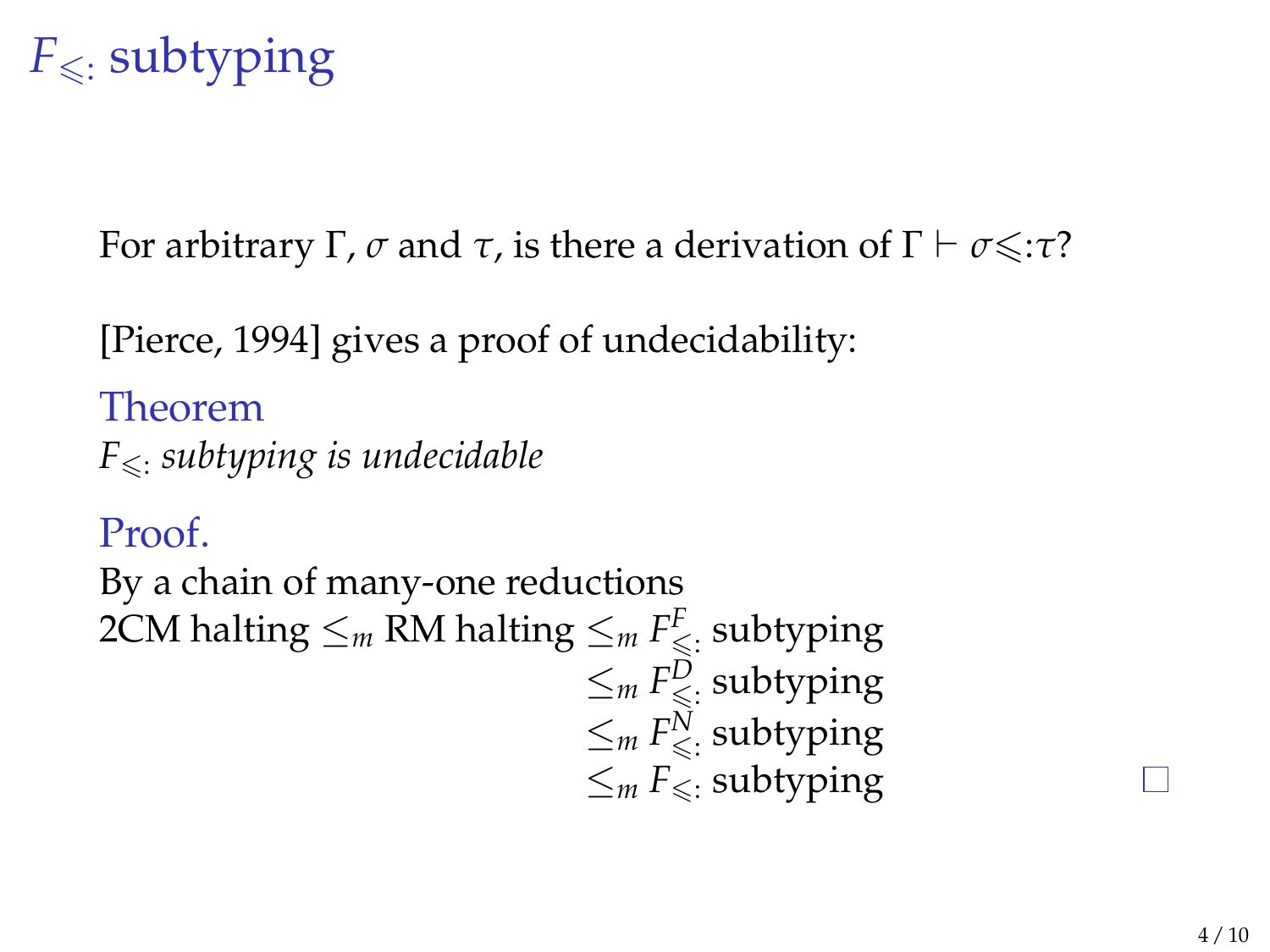# $F_{\leqslant:}$ subtyping

For arbitrary $\Gamma$, $\sigma$ and $\tau$, is there a derivation of $\Gamma \vdash \sigma \leqslant: \tau$?

[Pierce, 1994] gives a proof of undecidability:

**Theorem**

*$F_{\leqslant:}$ subtyping is undecidable*

**Proof.**

By a chain of many-one reductions

$$
\begin{aligned}
\text{2CM halting} \leq_m \text{RM halting} &\leq_m F^F_{\leqslant:} \text{ subtyping} \\
&\leq_m F^D_{\leqslant:} \text{ subtyping} \\
&\leq_m F^N_{\leqslant:} \text{ subtyping} \\
&\leq_m F_{\leqslant:} \text{ subtyping}
\end{aligned}
$$

□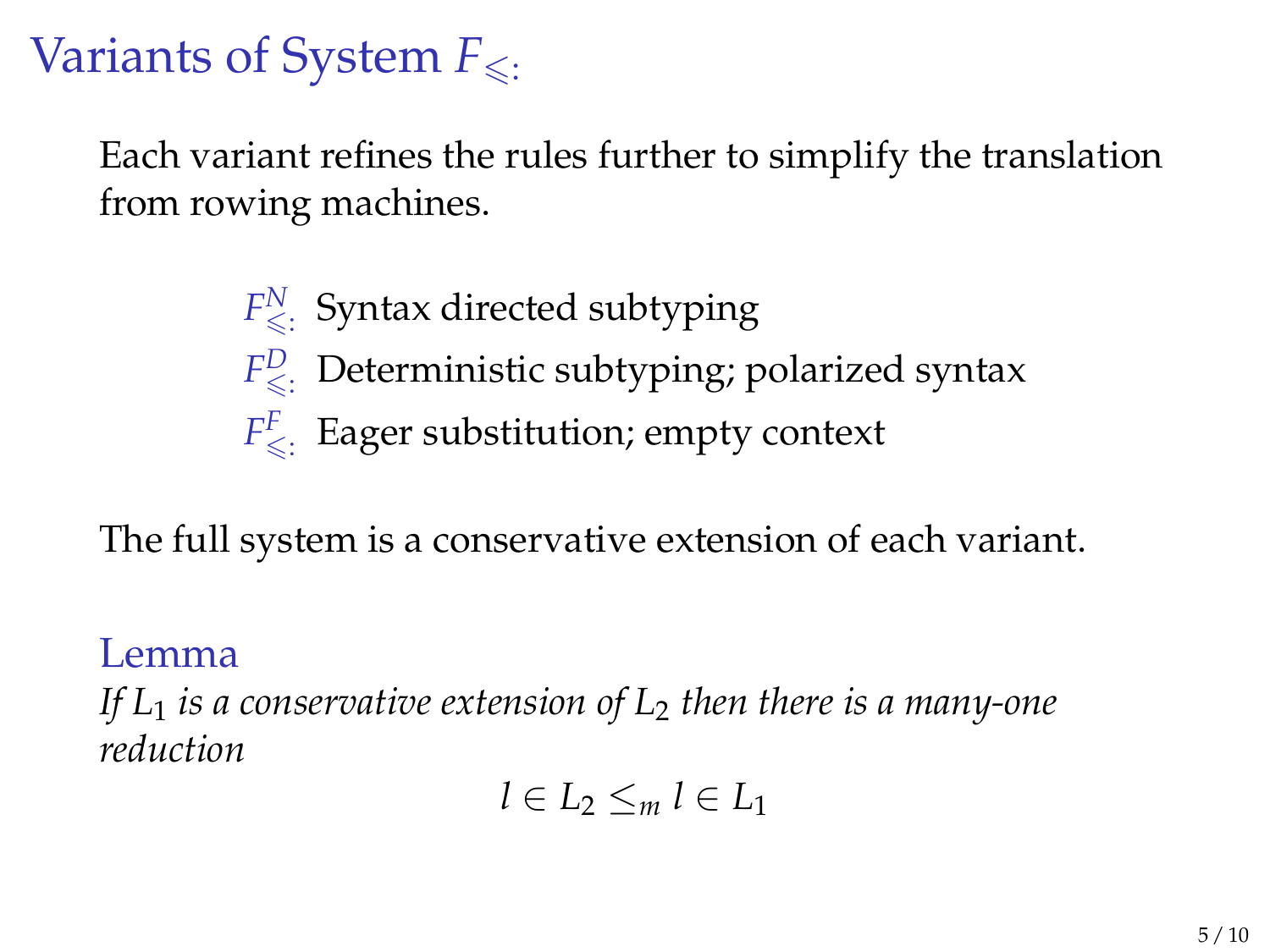# Variants of System $F_{\leqslant:}$

Each variant refines the rules further to simplify the translation from rowing machines.

- $F^N_{\leqslant:}$ Syntax directed subtyping
- $F^D_{\leqslant:}$ Deterministic subtyping; polarized syntax
- $F^F_{\leqslant:}$ Eager substitution; empty context

The full system is a conservative extension of each variant.

**Lemma**

*If $L_1$ is a conservative extension of $L_2$ then there is a many-one reduction*

$$l \in L_2 \leq_m l \in L_1$$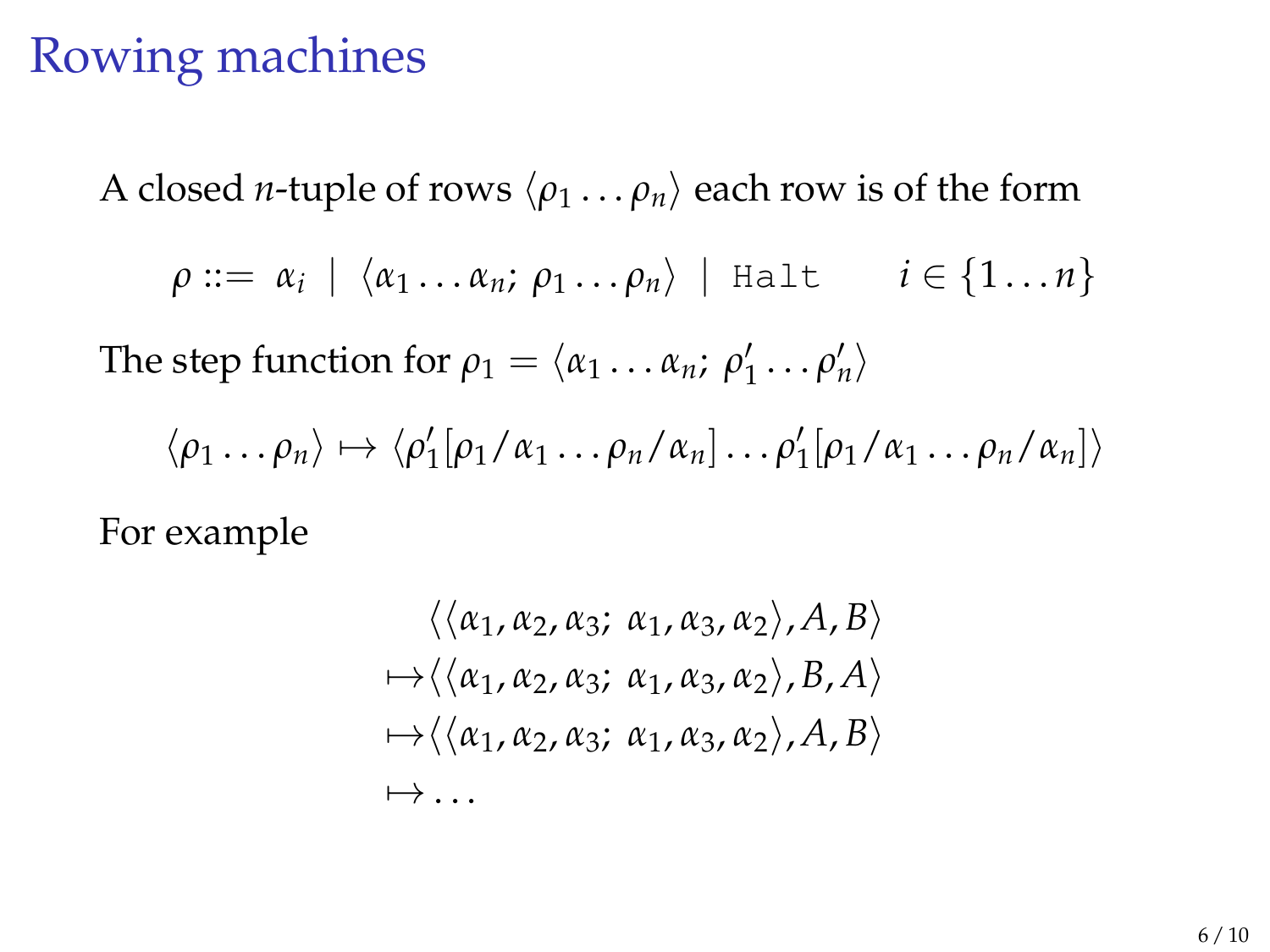# Rowing machines

A closed $n$-tuple of rows $\langle \rho_1 \dots \rho_n \rangle$ each row is of the form

$$\rho ::= \alpha_i \mid \langle \alpha_1 \dots \alpha_n;\ \rho_1 \dots \rho_n \rangle \mid \texttt{Halt} \qquad i \in \{1 \dots n\}$$

The step function for $\rho_1 = \langle \alpha_1 \dots \alpha_n;\ \rho'_1 \dots \rho'_n \rangle$

$$\langle \rho_1 \dots \rho_n \rangle \mapsto \langle \rho'_1[\rho_1/\alpha_1 \dots \rho_n/\alpha_n] \dots \rho'_1[\rho_1/\alpha_1 \dots \rho_n/\alpha_n] \rangle$$

For example

$$
\begin{aligned}
&\langle \langle \alpha_1, \alpha_2, \alpha_3;\ \alpha_1, \alpha_3, \alpha_2 \rangle, A, B \rangle \\
\mapsto &\langle \langle \alpha_1, \alpha_2, \alpha_3;\ \alpha_1, \alpha_3, \alpha_2 \rangle, B, A \rangle \\
\mapsto &\langle \langle \alpha_1, \alpha_2, \alpha_3;\ \alpha_1, \alpha_3, \alpha_2 \rangle, A, B \rangle \\
\mapsto &\dots
\end{aligned}
$$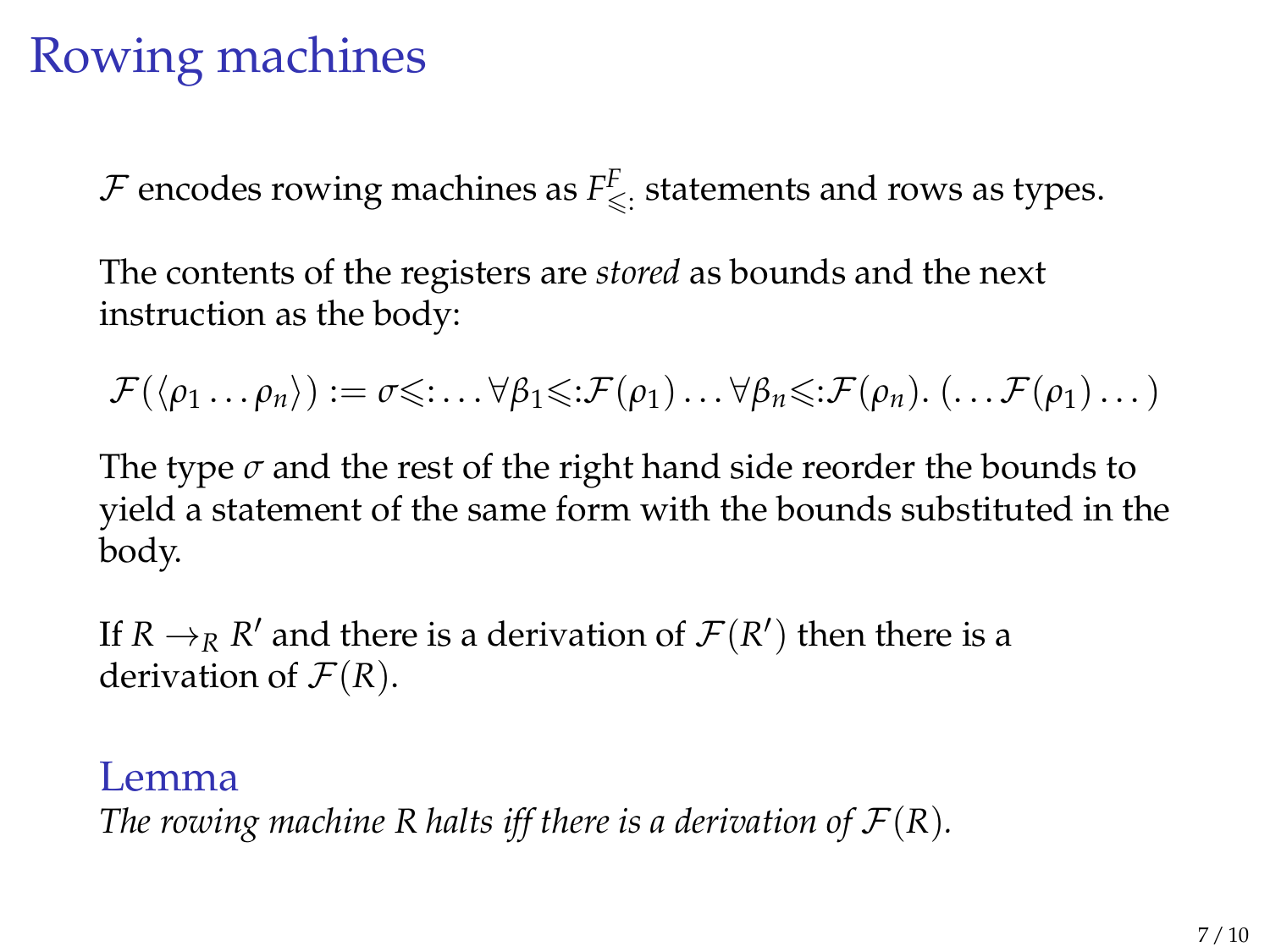# Rowing machines

$\mathcal{F}$ encodes rowing machines as $F^F_{\leqslant:}$ statements and rows as types.

The contents of the registers are *stored* as bounds and the next instruction as the body:

$$\mathcal{F}(\langle \rho_1 \ldots \rho_n \rangle) := \sigma {\leqslant:} \ldots \forall \beta_1 {\leqslant:} \mathcal{F}(\rho_1) \ldots \forall \beta_n {\leqslant:} \mathcal{F}(\rho_n). \, (\ldots \mathcal{F}(\rho_1) \ldots)$$

The type $\sigma$ and the rest of the right hand side reorder the bounds to yield a statement of the same form with the bounds substituted in the body.

If $R \rightarrow_R R'$ and there is a derivation of $\mathcal{F}(R')$ then there is a derivation of $\mathcal{F}(R)$.

## Lemma

*The rowing machine $R$ halts iff there is a derivation of $\mathcal{F}(R)$.*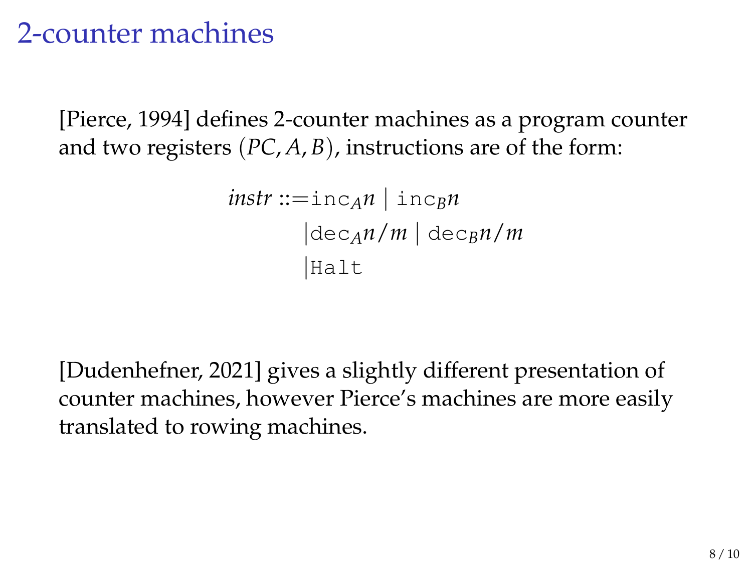# 2-counter machines

[Pierce, 1994] defines 2-counter machines as a program counter and two registers $(PC, A, B)$, instructions are of the form:

$$
\begin{aligned}
instr ::= & \, \texttt{inc}_A n \mid \texttt{inc}_B n \\
& \mid \texttt{dec}_A n/m \mid \texttt{dec}_B n/m \\
& \mid \texttt{Halt}
\end{aligned}
$$

[Dudenhefner, 2021] gives a slightly different presentation of counter machines, however Pierce's machines are more easily translated to rowing machines.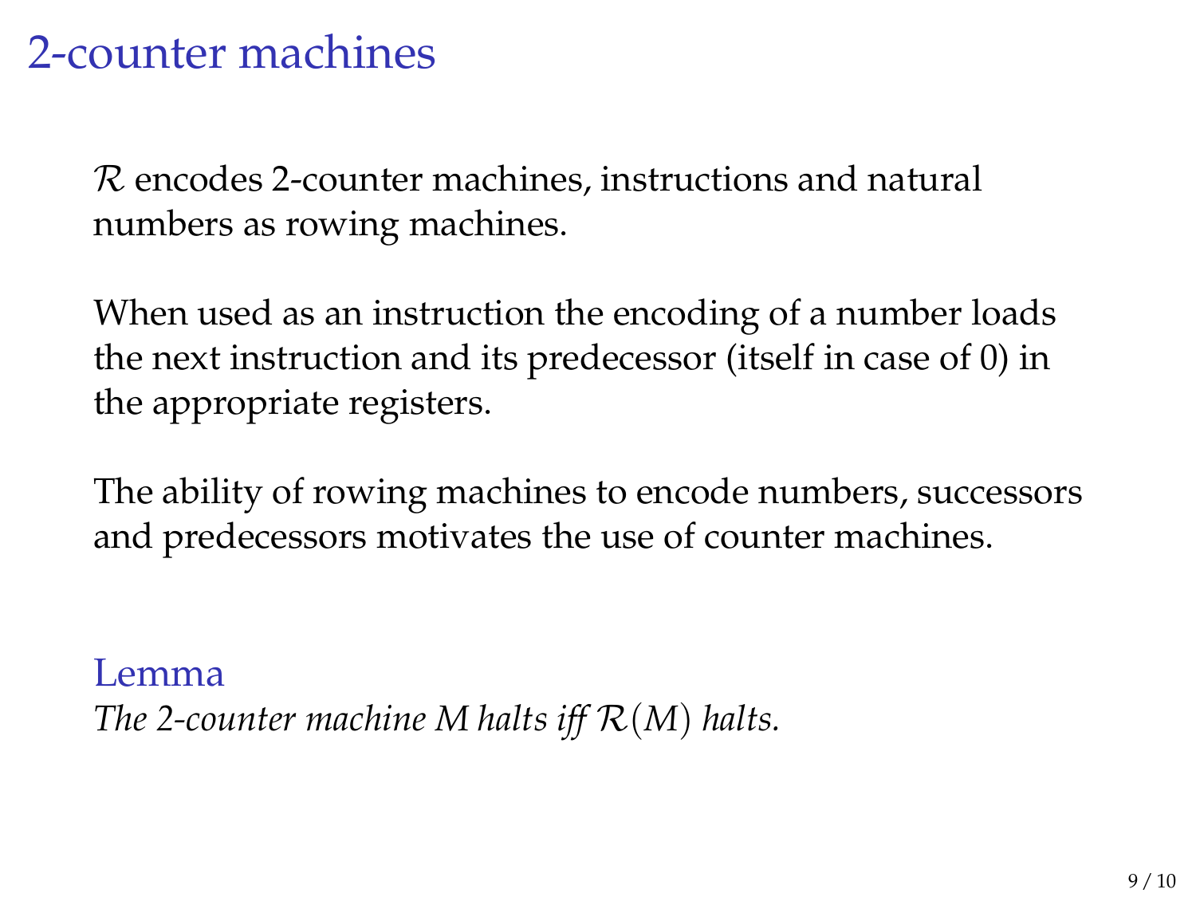# 2-counter machines

$\mathcal{R}$ encodes 2-counter machines, instructions and natural numbers as rowing machines.

When used as an instruction the encoding of a number loads the next instruction and its predecessor (itself in case of 0) in the appropriate registers.

The ability of rowing machines to encode numbers, successors and predecessors motivates the use of counter machines.

**Lemma**
*The 2-counter machine $M$ halts iff $\mathcal{R}(M)$ halts.*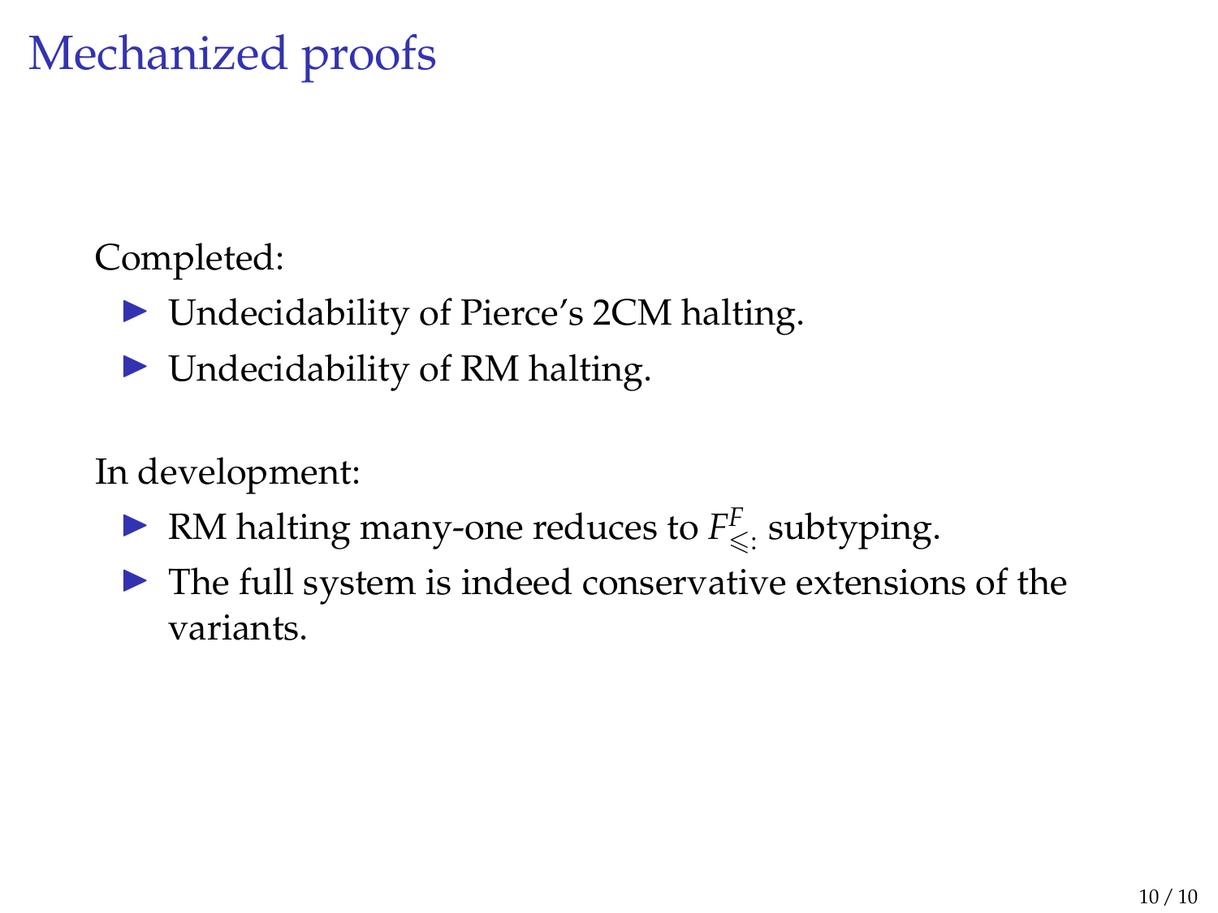# Mechanized proofs

Completed:

- Undecidability of Pierce's 2CM halting.
- Undecidability of RM halting.

In development:

- RM halting many-one reduces to $F^{F}_{\leqslant:}$ subtyping.
- The full system is indeed conservative extensions of the variants.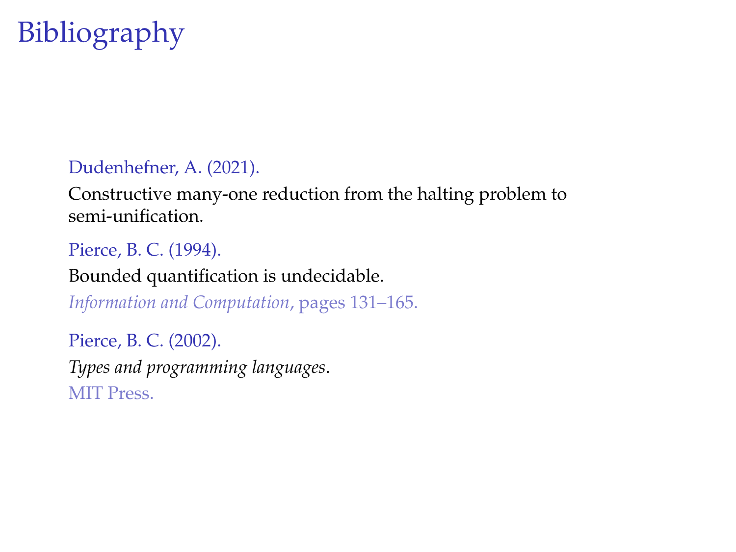# Bibliography

Dudenhefner, A. (2021).

Constructive many-one reduction from the halting problem to semi-unification.

Pierce, B. C. (1994).

Bounded quantification is undecidable.

*Information and Computation*, pages 131–165.

Pierce, B. C. (2002).

*Types and programming languages*.

MIT Press.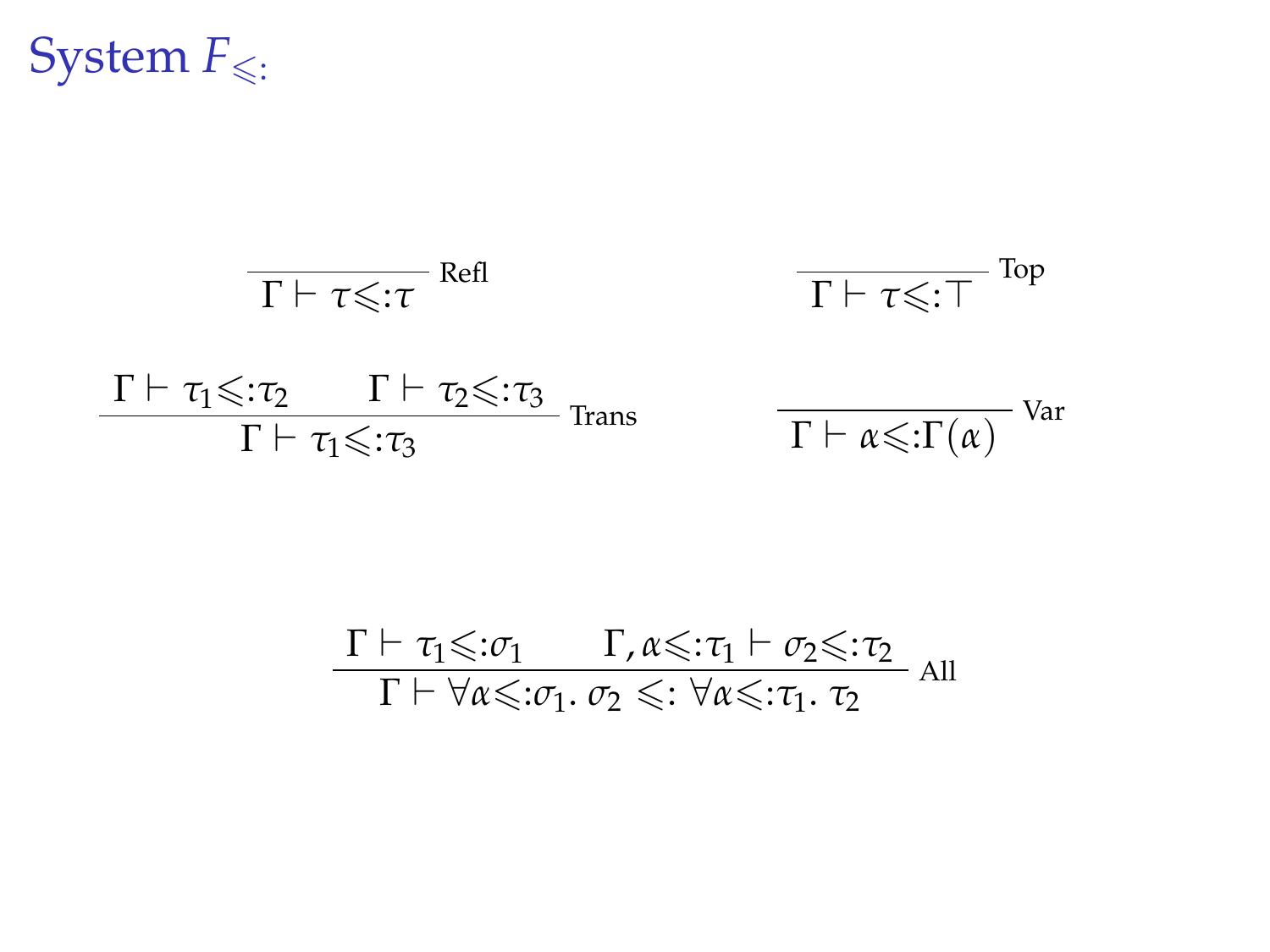# System $F_{\leqslant:}$

$$\frac{}{\Gamma \vdash \tau \leqslant: \tau}\ \text{Refl} \qquad \frac{}{\Gamma \vdash \tau \leqslant: \top}\ \text{Top}$$

$$\frac{\Gamma \vdash \tau_1 \leqslant: \tau_2 \qquad \Gamma \vdash \tau_2 \leqslant: \tau_3}{\Gamma \vdash \tau_1 \leqslant: \tau_3}\ \text{Trans} \qquad \frac{}{\Gamma \vdash \alpha \leqslant: \Gamma(\alpha)}\ \text{Var}$$

$$\frac{\Gamma \vdash \tau_1 \leqslant: \sigma_1 \qquad \Gamma, \alpha \leqslant: \tau_1 \vdash \sigma_2 \leqslant: \tau_2}{\Gamma \vdash \forall \alpha \leqslant: \sigma_1.\ \sigma_2\ \leqslant:\ \forall \alpha \leqslant: \tau_1.\ \tau_2}\ \text{All}$$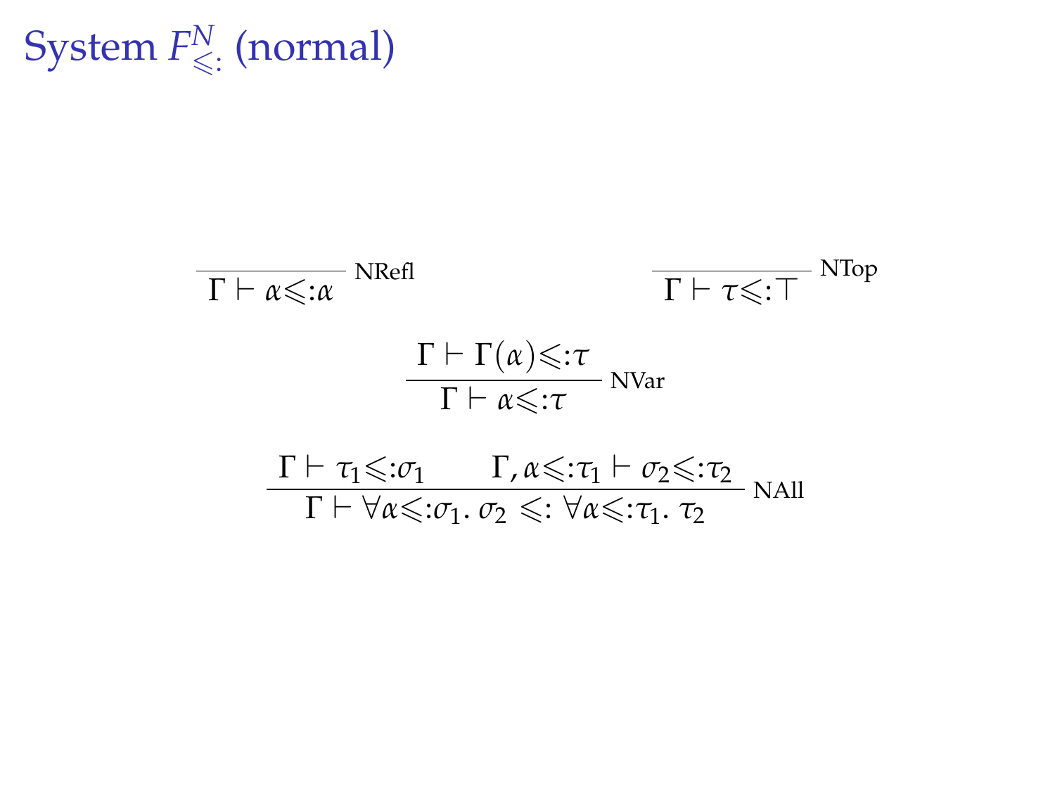# System $F^N_{\leqslant:}$ (normal)

$$\frac{}{\Gamma \vdash \alpha \leqslant: \alpha}\ \text{NRefl} \qquad\qquad \frac{}{\Gamma \vdash \tau \leqslant: \top}\ \text{NTop}$$

$$\frac{\Gamma \vdash \Gamma(\alpha) \leqslant: \tau}{\Gamma \vdash \alpha \leqslant: \tau}\ \text{NVar}$$

$$\frac{\Gamma \vdash \tau_1 \leqslant: \sigma_1 \qquad \Gamma, \alpha \leqslant: \tau_1 \vdash \sigma_2 \leqslant: \tau_2}{\Gamma \vdash \forall \alpha \leqslant: \sigma_1.\ \sigma_2 \ \leqslant: \ \forall \alpha \leqslant: \tau_1.\ \tau_2}\ \text{NAll}$$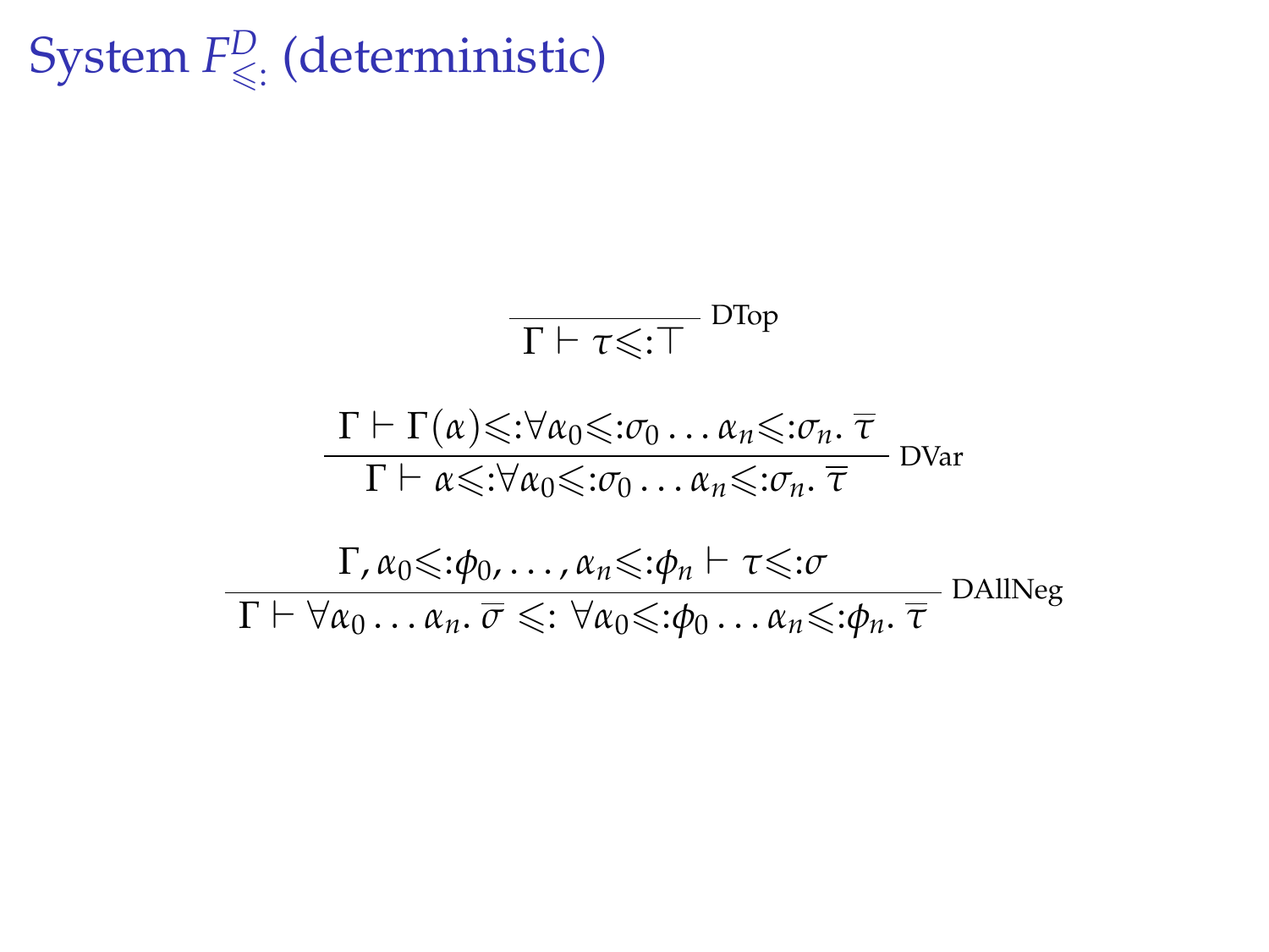# System $F^D_{\leqslant:}$ (deterministic)

$$\frac{}{\Gamma \vdash \tau \leqslant: \top} \text{ DTop}$$

$$\frac{\Gamma \vdash \Gamma(\alpha) \leqslant: \forall \alpha_0 \leqslant: \sigma_0 \ldots \alpha_n \leqslant: \sigma_n .\ \overline{\tau}}{\Gamma \vdash \alpha \leqslant: \forall \alpha_0 \leqslant: \sigma_0 \ldots \alpha_n \leqslant: \sigma_n .\ \overline{\tau}} \text{ DVar}$$

$$\frac{\Gamma, \alpha_0 \leqslant: \phi_0, \ldots, \alpha_n \leqslant: \phi_n \vdash \tau \leqslant: \sigma}{\Gamma \vdash \forall \alpha_0 \ldots \alpha_n .\ \overline{\sigma} \ \leqslant: \ \forall \alpha_0 \leqslant: \phi_0 \ldots \alpha_n \leqslant: \phi_n .\ \overline{\tau}} \text{ DAllNeg}$$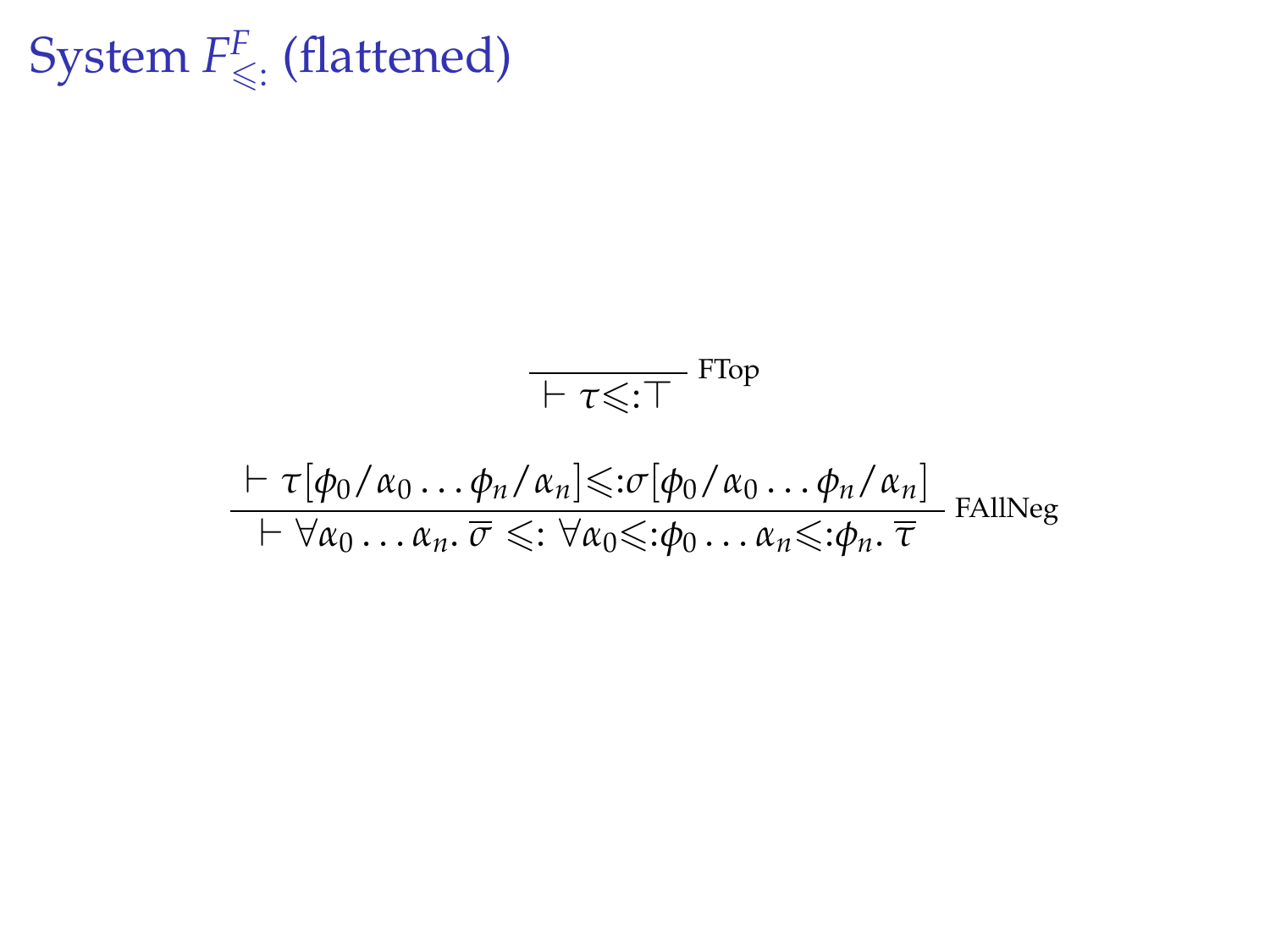# System $F^F_{\leqslant:}$ (flattened)

$$\frac{}{\vdash\ \tau \leqslant: \top}\ \text{FTop}$$

$$\frac{\vdash\ \tau[\phi_0/\alpha_0 \ldots \phi_n/\alpha_n] \leqslant: \sigma[\phi_0/\alpha_0 \ldots \phi_n/\alpha_n]}{\vdash\ \forall \alpha_0 \ldots \alpha_n.\ \overline{\sigma}\ \leqslant:\ \forall \alpha_0 \leqslant: \phi_0 \ldots \alpha_n \leqslant: \phi_n.\ \overline{\tau}}\ \text{FAllNeg}$$